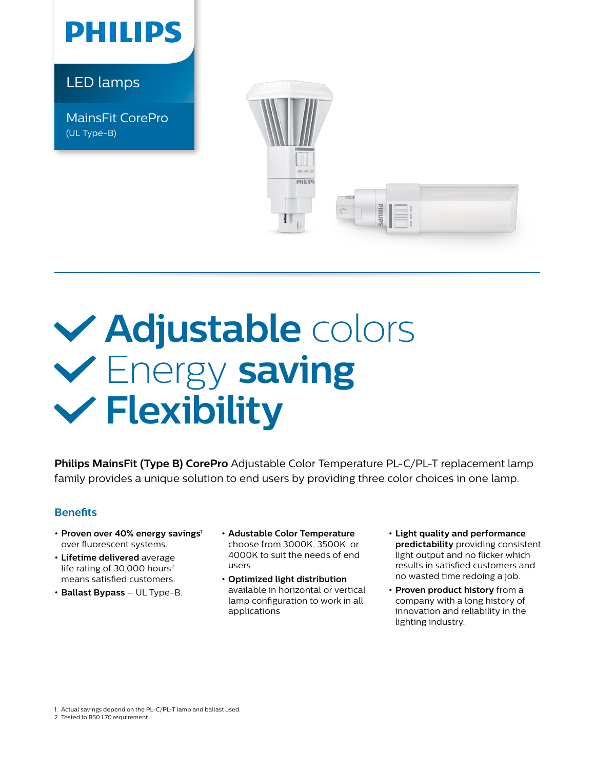# PHILIPS

LED lamps

MainsFit CorePro
(UL Type-B)

# Adjustable colors
# Energy saving
# Flexibility

**Philips MainsFit (Type B) CorePro** Adjustable Color Temperature PL-C/PL-T replacement lamp family provides a unique solution to end users by providing three color choices in one lamp.

## Benefits

- **Proven over 40% energy savings**[1] over fluorescent systems.
- **Lifetime delivered** average life rating of 30,000 hours[2] means satisfied customers.
- **Ballast Bypass** – UL Type-B.
- **Adustable Color Temperature** choose from 3000K, 3500K, or 4000K to suit the needs of end users
- **Optimized light distribution** available in horizontal or vertical lamp configuration to work in all applications
- **Light quality and performance predictability** providing consistent light output and no flicker which results in satisfied customers and no wasted time redoing a job.
- **Proven product history** from a company with a long history of innovation and reliability in the lighting industry.

1. Actual savings depend on the PL-C/PL-T lamp and ballast used.
2. Tested to B50 L70 requirement.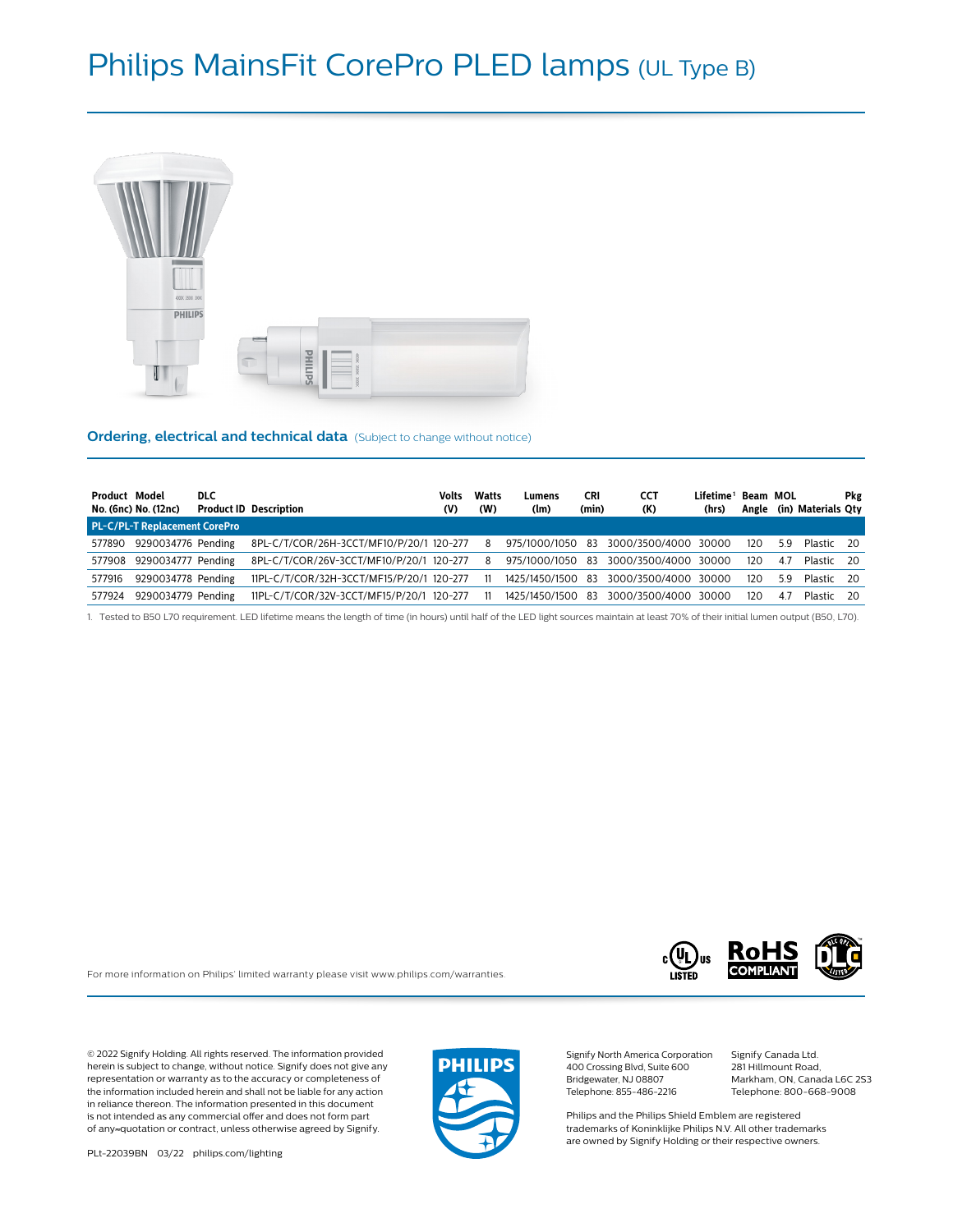# Philips MainsFit CorePro PLED lamps (UL Type B)

## Ordering, electrical and technical data (Subject to change without notice)

| Product No. (6nc) | Model No. (12nc) | DLC Product ID | Description | Volts (V) | Watts (W) | Lumens (lm) | CRI (min) | CCT (K) | Lifetime[1] (hrs) | Beam Angle | MOL (in) | Materials | Pkg Qty |
|---|---|---|---|---|---|---|---|---|---|---|---|---|---|
| **PL-C/PL-T Replacement CorePro** | | | | | | | | | | | | | |
| 577890 | 9290034776 | Pending | 8PL-C/T/COR/26H-3CCT/MF10/P/20/1 | 120-277 | 8 | 975/1000/1050 | 83 | 3000/3500/4000 | 30000 | 120 | 5.9 | Plastic | 20 |
| 577908 | 9290034777 | Pending | 8PL-C/T/COR/26V-3CCT/MF10/P/20/1 | 120-277 | 8 | 975/1000/1050 | 83 | 3000/3500/4000 | 30000 | 120 | 4.7 | Plastic | 20 |
| 577916 | 9290034778 | Pending | 11PL-C/T/COR/32H-3CCT/MF15/P/20/1 | 120-277 | 11 | 1425/1450/1500 | 83 | 3000/3500/4000 | 30000 | 120 | 5.9 | Plastic | 20 |
| 577924 | 9290034779 | Pending | 11PL-C/T/COR/32V-3CCT/MF15/P/20/1 | 120-277 | 11 | 1425/1450/1500 | 83 | 3000/3500/4000 | 30000 | 120 | 4.7 | Plastic | 20 |

1. Tested to B50 L70 requirement. LED lifetime means the length of time (in hours) until half of the LED light sources maintain at least 70% of their initial lumen output (B50, L70).

For more information on Philips' limited warranty please visit www.philips.com/warranties.

© 2022 Signify Holding. All rights reserved. The information provided herein is subject to change, without notice. Signify does not give any representation or warranty as to the accuracy or completeness of the information included herein and shall not be liable for any action in reliance thereon. The information presented in this document is not intended as any commercial offer and does not form part of any quotation or contract, unless otherwise agreed by Signify.

PLt-22039BN 03/22 philips.com/lighting

Signify North America Corporation
400 Crossing Blvd, Suite 600
Bridgewater, NJ 08807
Telephone: 855-486-2216

Signify Canada Ltd.
281 Hillmount Road,
Markham, ON, Canada L6C 2S3
Telephone: 800-668-9008

Philips and the Philips Shield Emblem are registered trademarks of Koninklijke Philips N.V. All other trademarks are owned by Signify Holding or their respective owners.